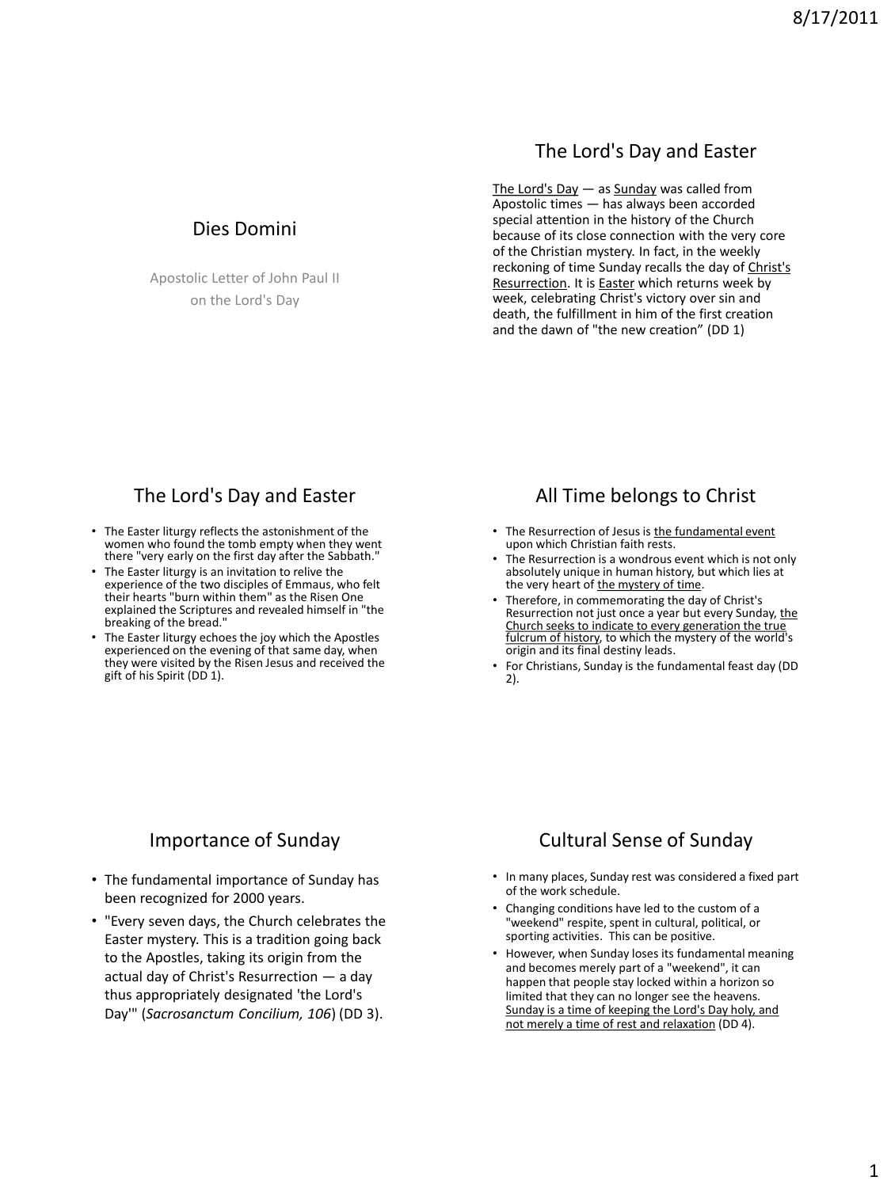## Dies Domini

Apostolic Letter of John Paul II on the Lord's Day

## The Lord's Day and Easter

The Lord's Day — as Sunday was called from Apostolic times — has always been accorded special attention in the history of the Church because of its close connection with the very core of the Christian mystery. In fact, in the weekly reckoning of time Sunday recalls the day of Christ's Resurrection. It is Easter which returns week by week, celebrating Christ's victory over sin and death, the fulfillment in him of the first creation and the dawn of "the new creation" (DD 1)

## The Lord's Day and Easter

- The Easter liturgy reflects the astonishment of the women who found the tomb empty when they went there "very early on the first day after the Sabbath."
- The Easter liturgy is an invitation to relive the experience of the two disciples of Emmaus, who felt their hearts "burn within them" as the Risen One explained the Scriptures and revealed himself in "the breaking of the bread."
- The Easter liturgy echoes the joy which the Apostles experienced on the evening of that same day, when they were visited by the Risen Jesus and received the gift of his Spirit (DD 1).

## All Time belongs to Christ

- The Resurrection of Jesus is the fundamental event upon which Christian faith rests.
- The Resurrection is a wondrous event which is not only absolutely unique in human history, but which lies at the very heart of the mystery of time.
- Therefore, in commemorating the day of Christ's Resurrection not just once a year but every Sunday, the Church seeks to indicate to every generation the true fulcrum of history, to which the mystery of the world's origin and its final destiny leads.
- For Christians, Sunday is the fundamental feast day (DD 2).

## Importance of Sunday

- The fundamental importance of Sunday has been recognized for 2000 years.
- "Every seven days, the Church celebrates the Easter mystery. This is a tradition going back to the Apostles, taking its origin from the actual day of Christ's Resurrection — a day thus appropriately designated 'the Lord's Day'" (*Sacrosanctum Concilium, 106*) (DD 3).

## Cultural Sense of Sunday

- In many places, Sunday rest was considered a fixed part of the work schedule.
- Changing conditions have led to the custom of a "weekend" respite, spent in cultural, political, or sporting activities. This can be positive.
- However, when Sunday loses its fundamental meaning and becomes merely part of a "weekend", it can happen that people stay locked within a horizon so limited that they can no longer see the heavens. Sunday is a time of keeping the Lord's Day holy, and not merely a time of rest and relaxation (DD 4).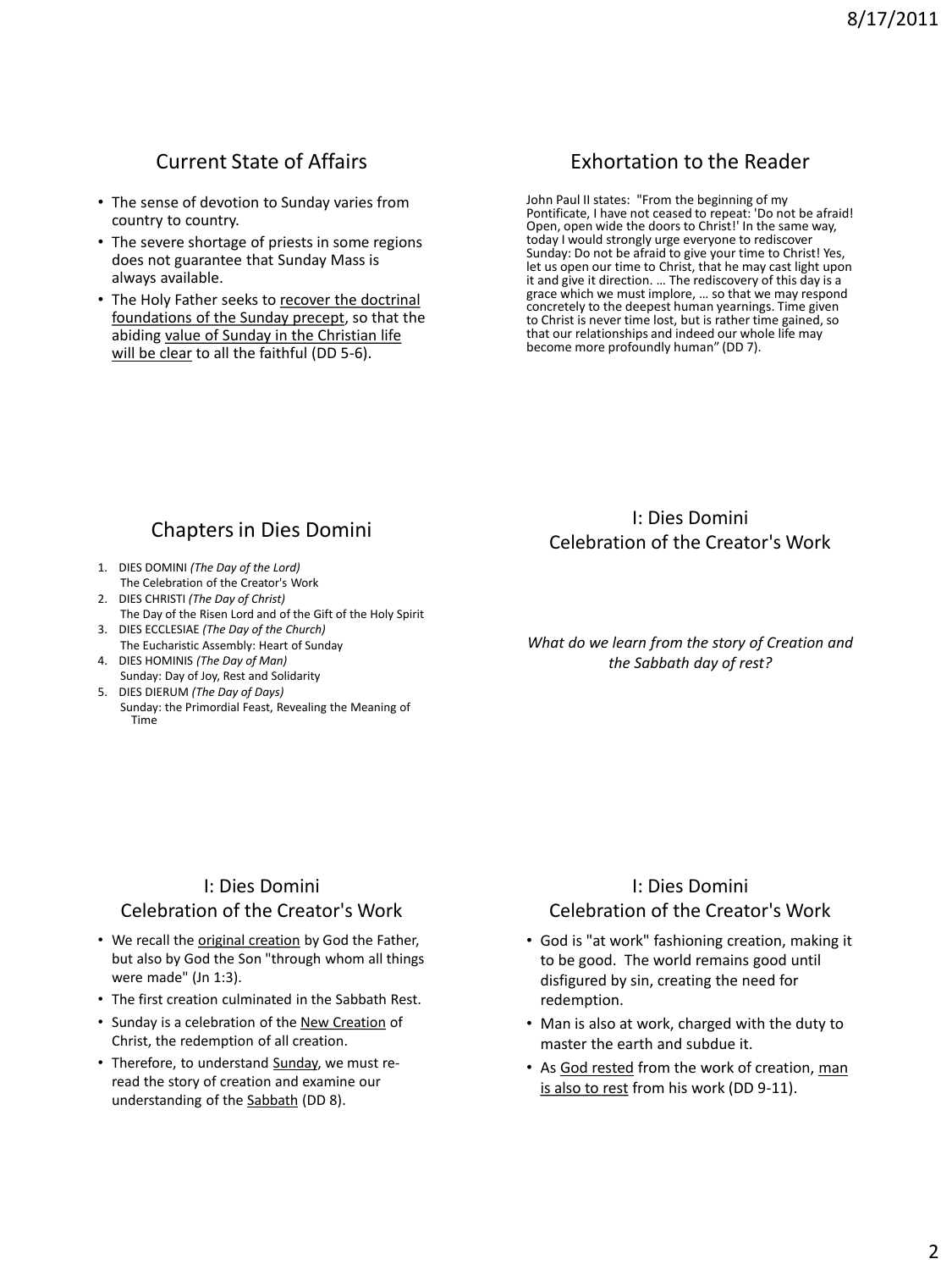## Current State of Affairs

- The sense of devotion to Sunday varies from country to country.
- The severe shortage of priests in some regions does not guarantee that Sunday Mass is always available.
- The Holy Father seeks to recover the doctrinal foundations of the Sunday precept, so that the abiding value of Sunday in the Christian life will be clear to all the faithful (DD 5-6).

## Exhortation to the Reader

John Paul II states: "From the beginning of my Pontificate, I have not ceased to repeat: 'Do not be afraid! Open, open wide the doors to Christ!' In the same way, today I would strongly urge everyone to rediscover Sunday: Do not be afraid to give your time to Christ! Yes, let us open our time to Christ, that he may cast light upon it and give it direction. … The rediscovery of this day is a grace which we must implore, … so that we may respond concretely to the deepest human yearnings. Time given to Christ is never time lost, but is rather time gained, so that our relationships and indeed our whole life may become more profoundly human" (DD 7).

## Chapters in Dies Domini

1. DIES DOMINI *(The Day of the Lord)*
   The Celebration of the Creator's Work
2. DIES CHRISTI *(The Day of Christ)*
   The Day of the Risen Lord and of the Gift of the Holy Spirit
3. DIES ECCLESIAE *(The Day of the Church)*
   The Eucharistic Assembly: Heart of Sunday
4. DIES HOMINIS *(The Day of Man)*
   Sunday: Day of Joy, Rest and Solidarity
5. DIES DIERUM *(The Day of Days)*
   Sunday: the Primordial Feast, Revealing the Meaning of Time

## I: Dies Domini Celebration of the Creator's Work

*What do we learn from the story of Creation and the Sabbath day of rest?*

## I: Dies Domini Celebration of the Creator's Work

- We recall the original creation by God the Father, but also by God the Son "through whom all things were made" (Jn 1:3).
- The first creation culminated in the Sabbath Rest.
- Sunday is a celebration of the New Creation of Christ, the redemption of all creation.
- Therefore, to understand Sunday, we must re-read the story of creation and examine our understanding of the Sabbath (DD 8).

## I: Dies Domini Celebration of the Creator's Work

- God is "at work" fashioning creation, making it to be good. The world remains good until disfigured by sin, creating the need for redemption.
- Man is also at work, charged with the duty to master the earth and subdue it.
- As God rested from the work of creation, man is also to rest from his work (DD 9-11).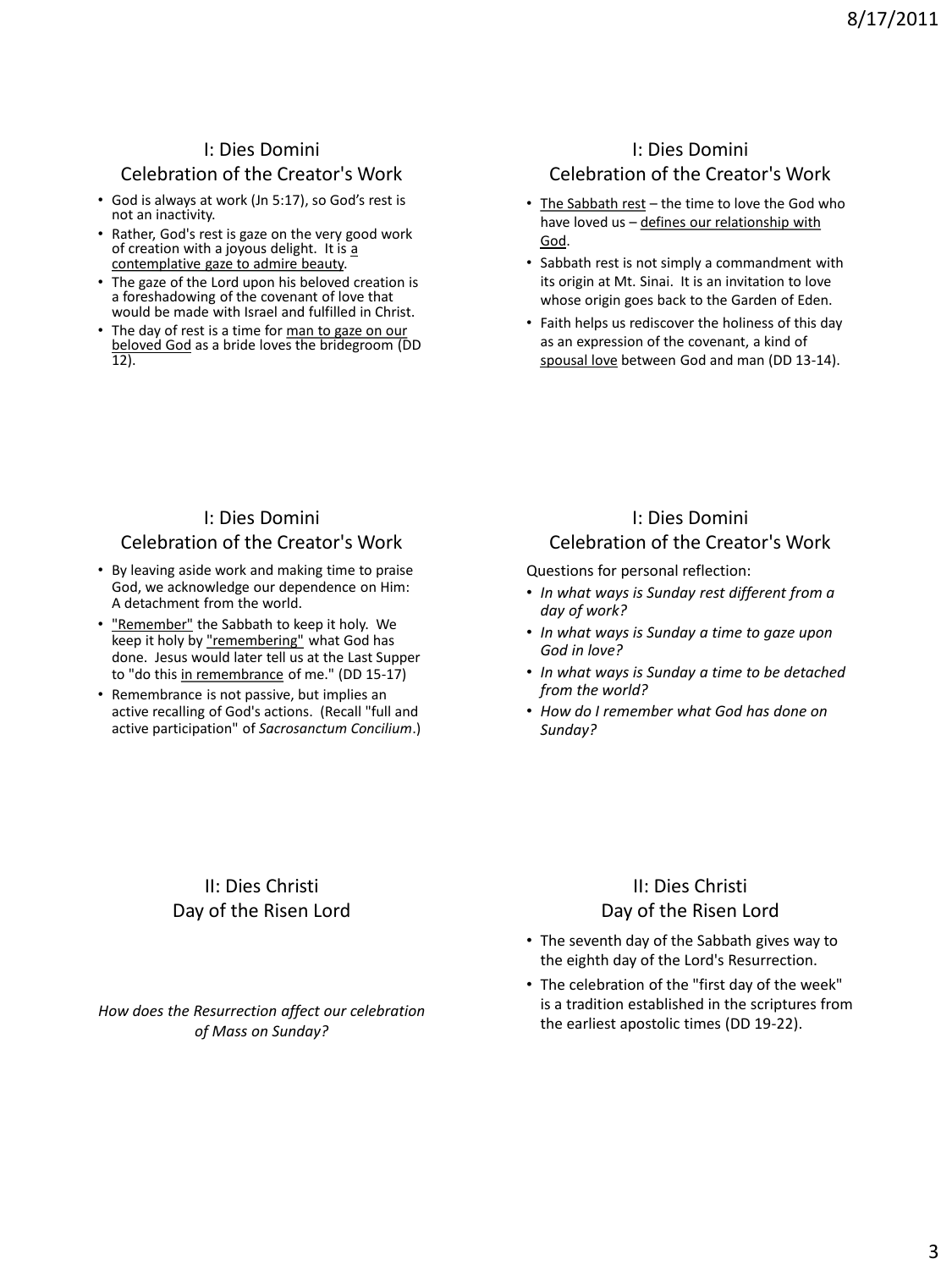## I: Dies Domini
## Celebration of the Creator's Work

- God is always at work (Jn 5:17), so God's rest is not an inactivity.
- Rather, God's rest is gaze on the very good work of creation with a joyous delight. It is a contemplative gaze to admire beauty.
- The gaze of the Lord upon his beloved creation is a foreshadowing of the covenant of love that would be made with Israel and fulfilled in Christ.
- The day of rest is a time for man to gaze on our beloved God as a bride loves the bridegroom (DD 12).

## I: Dies Domini
## Celebration of the Creator's Work

- The Sabbath rest – the time to love the God who have loved us – defines our relationship with God.
- Sabbath rest is not simply a commandment with its origin at Mt. Sinai. It is an invitation to love whose origin goes back to the Garden of Eden.
- Faith helps us rediscover the holiness of this day as an expression of the covenant, a kind of spousal love between God and man (DD 13-14).

## I: Dies Domini
## Celebration of the Creator's Work

- By leaving aside work and making time to praise God, we acknowledge our dependence on Him: A detachment from the world.
- "Remember" the Sabbath to keep it holy. We keep it holy by "remembering" what God has done. Jesus would later tell us at the Last Supper to "do this in remembrance of me." (DD 15-17)
- Remembrance is not passive, but implies an active recalling of God's actions. (Recall "full and active participation" of *Sacrosanctum Concilium*.)

## I: Dies Domini
## Celebration of the Creator's Work

Questions for personal reflection:

- *In what ways is Sunday rest different from a day of work?*
- *In what ways is Sunday a time to gaze upon God in love?*
- *In what ways is Sunday a time to be detached from the world?*
- *How do I remember what God has done on Sunday?*

## II: Dies Christi
## Day of the Risen Lord

*How does the Resurrection affect our celebration of Mass on Sunday?*

## II: Dies Christi
## Day of the Risen Lord

- The seventh day of the Sabbath gives way to the eighth day of the Lord's Resurrection.
- The celebration of the "first day of the week" is a tradition established in the scriptures from the earliest apostolic times (DD 19-22).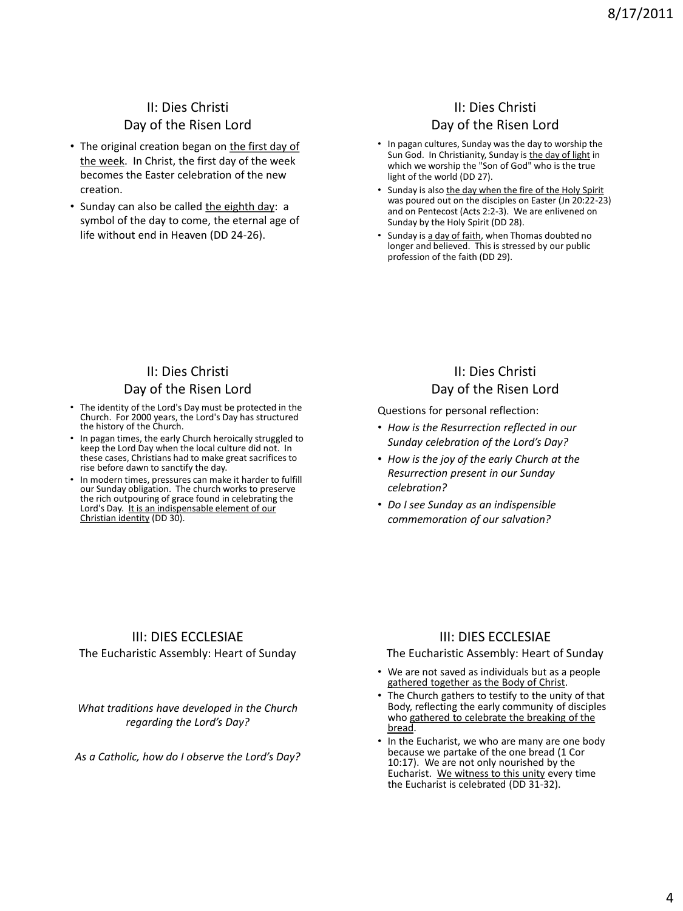## II: Dies Christi
### Day of the Risen Lord

- The original creation began on the first day of the week. In Christ, the first day of the week becomes the Easter celebration of the new creation.
- Sunday can also be called the eighth day: a symbol of the day to come, the eternal age of life without end in Heaven (DD 24-26).

## II: Dies Christi
### Day of the Risen Lord

- In pagan cultures, Sunday was the day to worship the Sun God. In Christianity, Sunday is the day of light in which we worship the "Son of God" who is the true light of the world (DD 27).
- Sunday is also the day when the fire of the Holy Spirit was poured out on the disciples on Easter (Jn 20:22-23) and on Pentecost (Acts 2:2-3). We are enlivened on Sunday by the Holy Spirit (DD 28).
- Sunday is a day of faith, when Thomas doubted no longer and believed. This is stressed by our public profession of the faith (DD 29).

## II: Dies Christi
### Day of the Risen Lord

- The identity of the Lord's Day must be protected in the Church. For 2000 years, the Lord's Day has structured the history of the Church.
- In pagan times, the early Church heroically struggled to keep the Lord Day when the local culture did not. In these cases, Christians had to make great sacrifices to rise before dawn to sanctify the day.
- In modern times, pressures can make it harder to fulfill our Sunday obligation. The church works to preserve the rich outpouring of grace found in celebrating the Lord's Day. It is an indispensable element of our Christian identity (DD 30).

## II: Dies Christi
### Day of the Risen Lord

Questions for personal reflection:

- *How is the Resurrection reflected in our Sunday celebration of the Lord's Day?*
- *How is the joy of the early Church at the Resurrection present in our Sunday celebration?*
- *Do I see Sunday as an indispensible commemoration of our salvation?*

## III: DIES ECCLESIAE
### The Eucharistic Assembly: Heart of Sunday

*What traditions have developed in the Church regarding the Lord's Day?*

*As a Catholic, how do I observe the Lord's Day?*

## III: DIES ECCLESIAE
### The Eucharistic Assembly: Heart of Sunday

- We are not saved as individuals but as a people gathered together as the Body of Christ.
- The Church gathers to testify to the unity of that Body, reflecting the early community of disciples who gathered to celebrate the breaking of the bread.
- In the Eucharist, we who are many are one body because we partake of the one bread (1 Cor 10:17). We are not only nourished by the Eucharist. We witness to this unity every time the Eucharist is celebrated (DD 31-32).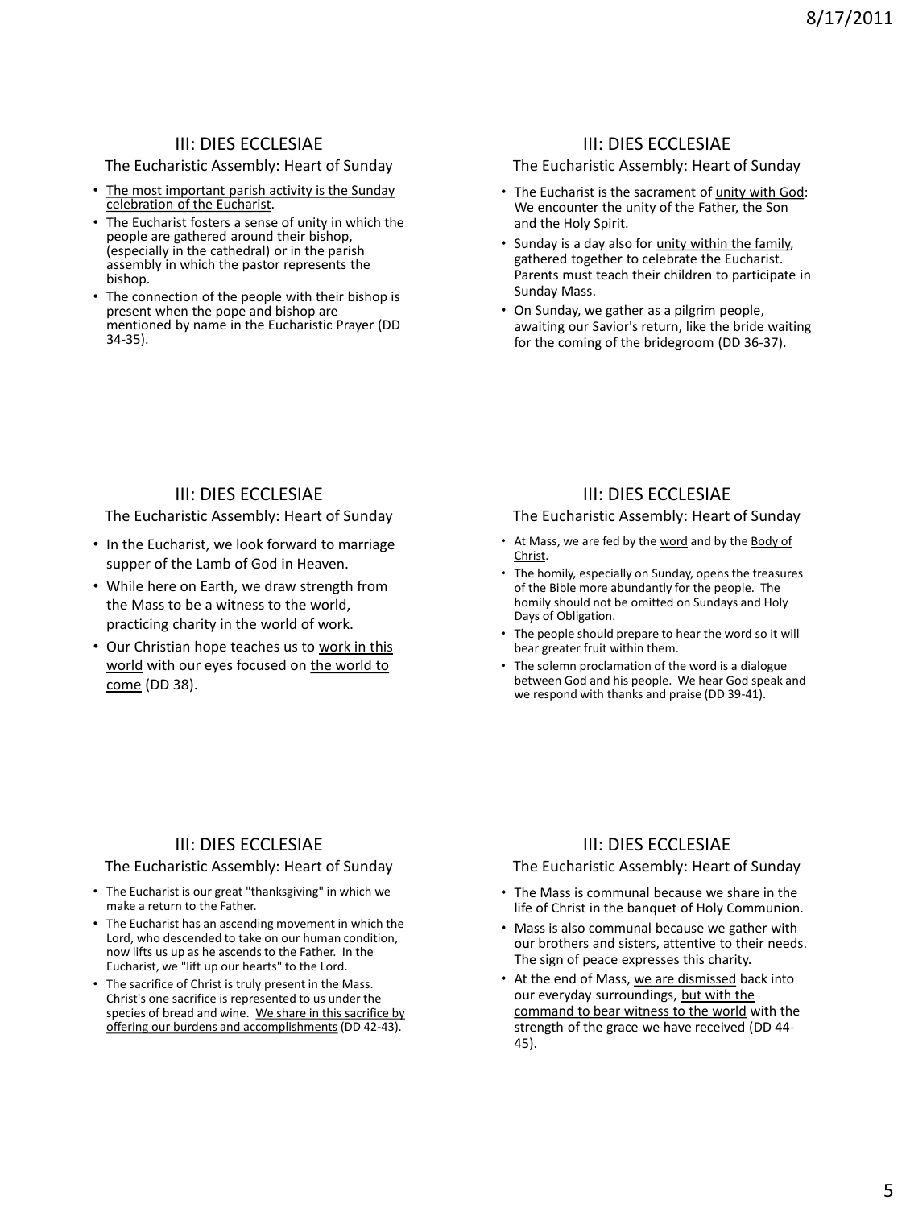## III: DIES ECCLESIAE

### The Eucharistic Assembly: Heart of Sunday

- The most important parish activity is the Sunday celebration of the Eucharist.
- The Eucharist fosters a sense of unity in which the people are gathered around their bishop, (especially in the cathedral) or in the parish assembly in which the pastor represents the bishop.
- The connection of the people with their bishop is present when the pope and bishop are mentioned by name in the Eucharistic Prayer (DD 34-35).

## III: DIES ECCLESIAE

### The Eucharistic Assembly: Heart of Sunday

- The Eucharist is the sacrament of unity with God: We encounter the unity of the Father, the Son and the Holy Spirit.
- Sunday is a day also for unity within the family, gathered together to celebrate the Eucharist. Parents must teach their children to participate in Sunday Mass.
- On Sunday, we gather as a pilgrim people, awaiting our Savior's return, like the bride waiting for the coming of the bridegroom (DD 36-37).

## III: DIES ECCLESIAE

### The Eucharistic Assembly: Heart of Sunday

- In the Eucharist, we look forward to marriage supper of the Lamb of God in Heaven.
- While here on Earth, we draw strength from the Mass to be a witness to the world, practicing charity in the world of work.
- Our Christian hope teaches us to work in this world with our eyes focused on the world to come (DD 38).

## III: DIES ECCLESIAE

### The Eucharistic Assembly: Heart of Sunday

- At Mass, we are fed by the word and by the Body of Christ.
- The homily, especially on Sunday, opens the treasures of the Bible more abundantly for the people. The homily should not be omitted on Sundays and Holy Days of Obligation.
- The people should prepare to hear the word so it will bear greater fruit within them.
- The solemn proclamation of the word is a dialogue between God and his people. We hear God speak and we respond with thanks and praise (DD 39-41).

## III: DIES ECCLESIAE

### The Eucharistic Assembly: Heart of Sunday

- The Eucharist is our great "thanksgiving" in which we make a return to the Father.
- The Eucharist has an ascending movement in which the Lord, who descended to take on our human condition, now lifts us up as he ascends to the Father. In the Eucharist, we "lift up our hearts" to the Lord.
- The sacrifice of Christ is truly present in the Mass. Christ's one sacrifice is represented to us under the species of bread and wine. We share in this sacrifice by offering our burdens and accomplishments (DD 42-43).

## III: DIES ECCLESIAE

### The Eucharistic Assembly: Heart of Sunday

- The Mass is communal because we share in the life of Christ in the banquet of Holy Communion.
- Mass is also communal because we gather with our brothers and sisters, attentive to their needs. The sign of peace expresses this charity.
- At the end of Mass, we are dismissed back into our everyday surroundings, but with the command to bear witness to the world with the strength of the grace we have received (DD 44-45).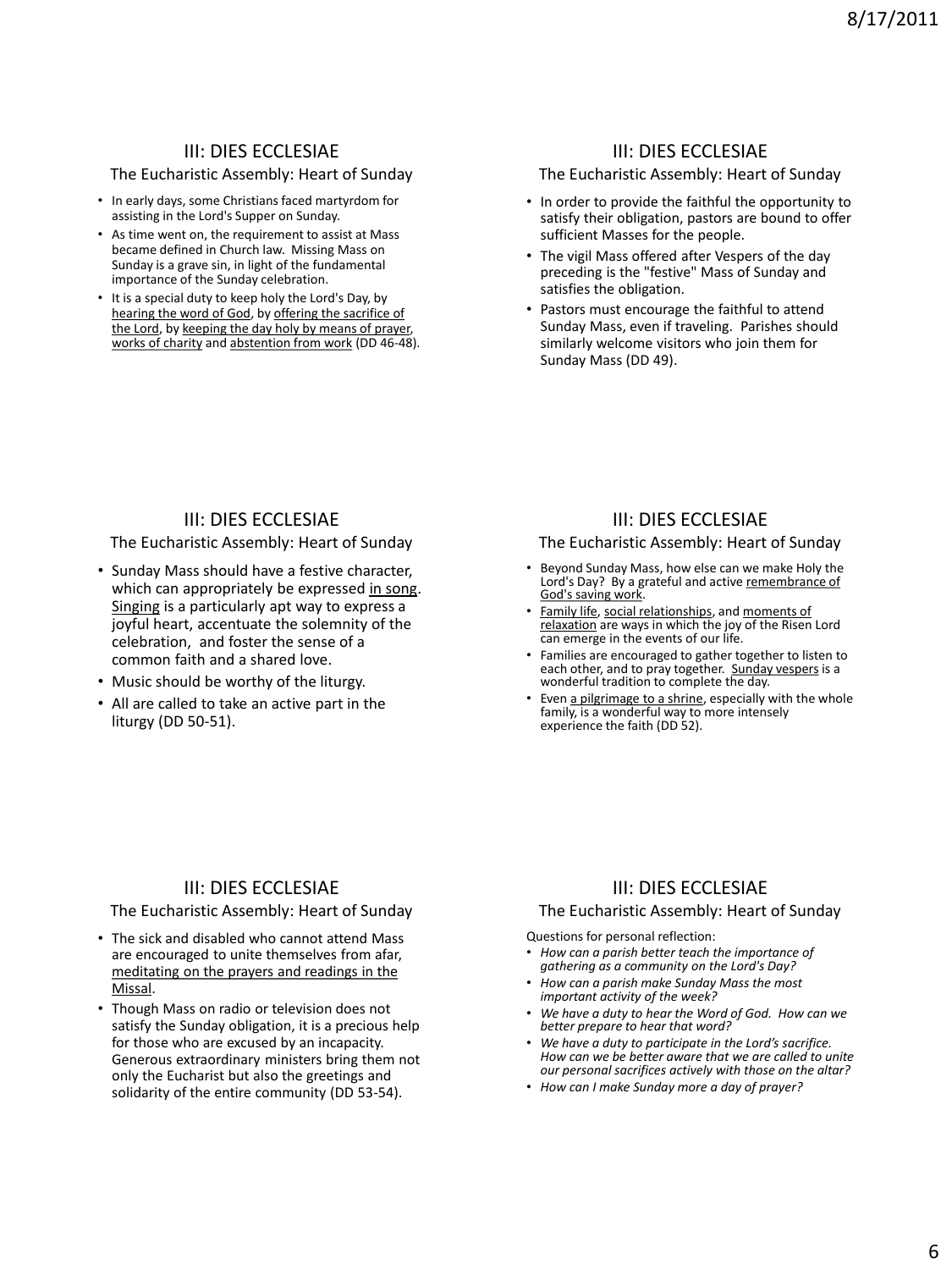## III: DIES ECCLESIAE

### The Eucharistic Assembly: Heart of Sunday

- In early days, some Christians faced martyrdom for assisting in the Lord's Supper on Sunday.
- As time went on, the requirement to assist at Mass became defined in Church law. Missing Mass on Sunday is a grave sin, in light of the fundamental importance of the Sunday celebration.
- It is a special duty to keep holy the Lord's Day, by hearing the word of God, by offering the sacrifice of the Lord, by keeping the day holy by means of prayer, works of charity and abstention from work (DD 46-48).

## III: DIES ECCLESIAE

### The Eucharistic Assembly: Heart of Sunday

- In order to provide the faithful the opportunity to satisfy their obligation, pastors are bound to offer sufficient Masses for the people.
- The vigil Mass offered after Vespers of the day preceding is the "festive" Mass of Sunday and satisfies the obligation.
- Pastors must encourage the faithful to attend Sunday Mass, even if traveling. Parishes should similarly welcome visitors who join them for Sunday Mass (DD 49).

## III: DIES ECCLESIAE

### The Eucharistic Assembly: Heart of Sunday

- Sunday Mass should have a festive character, which can appropriately be expressed in song. Singing is a particularly apt way to express a joyful heart, accentuate the solemnity of the celebration, and foster the sense of a common faith and a shared love.
- Music should be worthy of the liturgy.
- All are called to take an active part in the liturgy (DD 50-51).

## III: DIES ECCLESIAE

### The Eucharistic Assembly: Heart of Sunday

- Beyond Sunday Mass, how else can we make Holy the Lord's Day? By a grateful and active remembrance of God's saving work.
- Family life, social relationships, and moments of relaxation are ways in which the joy of the Risen Lord can emerge in the events of our life.
- Families are encouraged to gather together to listen to each other, and to pray together. Sunday vespers is a wonderful tradition to complete the day.
- Even a pilgrimage to a shrine, especially with the whole family, is a wonderful way to more intensely experience the faith (DD 52).

## III: DIES ECCLESIAE

### The Eucharistic Assembly: Heart of Sunday

- The sick and disabled who cannot attend Mass are encouraged to unite themselves from afar, meditating on the prayers and readings in the Missal.
- Though Mass on radio or television does not satisfy the Sunday obligation, it is a precious help for those who are excused by an incapacity. Generous extraordinary ministers bring them not only the Eucharist but also the greetings and solidarity of the entire community (DD 53-54).

## III: DIES ECCLESIAE

### The Eucharistic Assembly: Heart of Sunday

Questions for personal reflection:

- *How can a parish better teach the importance of gathering as a community on the Lord's Day?*
- *How can a parish make Sunday Mass the most important activity of the week?*
- *We have a duty to hear the Word of God. How can we better prepare to hear that word?*
- *We have a duty to participate in the Lord's sacrifice. How can we be better aware that we are called to unite our personal sacrifices actively with those on the altar?*
- *How can I make Sunday more a day of prayer?*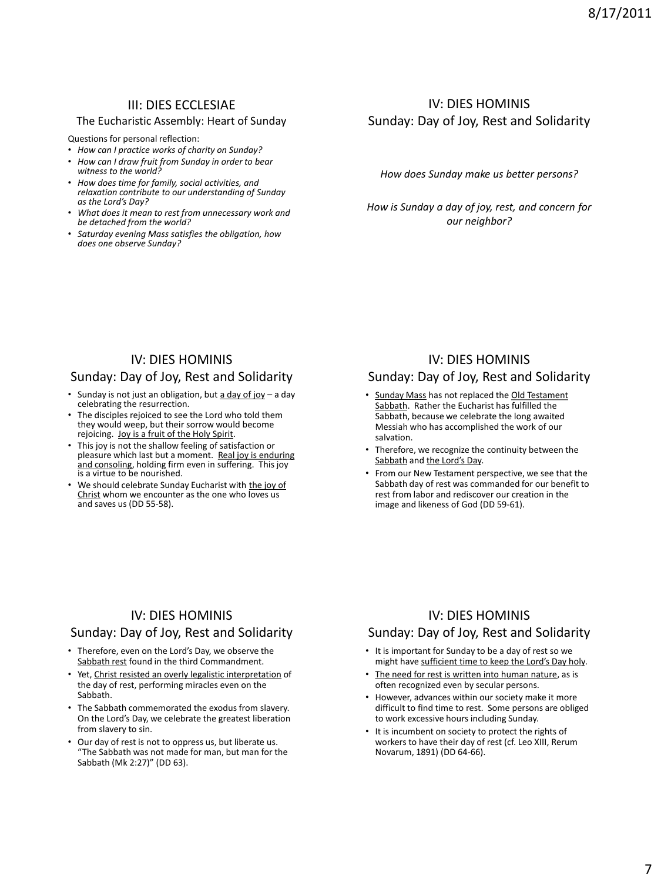## III: DIES ECCLESIAE

### The Eucharistic Assembly: Heart of Sunday

Questions for personal reflection:

- *How can I practice works of charity on Sunday?*
- *How can I draw fruit from Sunday in order to bear witness to the world?*
- *How does time for family, social activities, and relaxation contribute to our understanding of Sunday as the Lord's Day?*
- *What does it mean to rest from unnecessary work and be detached from the world?*
- *Saturday evening Mass satisfies the obligation, how does one observe Sunday?*

## IV: DIES HOMINIS

### Sunday: Day of Joy, Rest and Solidarity

*How does Sunday make us better persons?*

*How is Sunday a day of joy, rest, and concern for our neighbor?*

## IV: DIES HOMINIS

### Sunday: Day of Joy, Rest and Solidarity

- Sunday is not just an obligation, but a day of joy – a day celebrating the resurrection.
- The disciples rejoiced to see the Lord who told them they would weep, but their sorrow would become rejoicing. Joy is a fruit of the Holy Spirit.
- This joy is not the shallow feeling of satisfaction or pleasure which last but a moment. Real joy is enduring and consoling, holding firm even in suffering. This joy is a virtue to be nourished.
- We should celebrate Sunday Eucharist with the joy of Christ whom we encounter as the one who loves us and saves us (DD 55-58).

## IV: DIES HOMINIS

### Sunday: Day of Joy, Rest and Solidarity

- Sunday Mass has not replaced the Old Testament Sabbath. Rather the Eucharist has fulfilled the Sabbath, because we celebrate the long awaited Messiah who has accomplished the work of our salvation.
- Therefore, we recognize the continuity between the Sabbath and the Lord's Day.
- From our New Testament perspective, we see that the Sabbath day of rest was commanded for our benefit to rest from labor and rediscover our creation in the image and likeness of God (DD 59-61).

## IV: DIES HOMINIS

### Sunday: Day of Joy, Rest and Solidarity

- Therefore, even on the Lord's Day, we observe the Sabbath rest found in the third Commandment.
- Yet, Christ resisted an overly legalistic interpretation of the day of rest, performing miracles even on the Sabbath.
- The Sabbath commemorated the exodus from slavery. On the Lord's Day, we celebrate the greatest liberation from slavery to sin.
- Our day of rest is not to oppress us, but liberate us. "The Sabbath was not made for man, but man for the Sabbath (Mk 2:27)" (DD 63).

## IV: DIES HOMINIS

### Sunday: Day of Joy, Rest and Solidarity

- It is important for Sunday to be a day of rest so we might have sufficient time to keep the Lord's Day holy.
- The need for rest is written into human nature, as is often recognized even by secular persons.
- However, advances within our society make it more difficult to find time to rest. Some persons are obliged to work excessive hours including Sunday.
- It is incumbent on society to protect the rights of workers to have their day of rest (cf. Leo XIII, Rerum Novarum, 1891) (DD 64-66).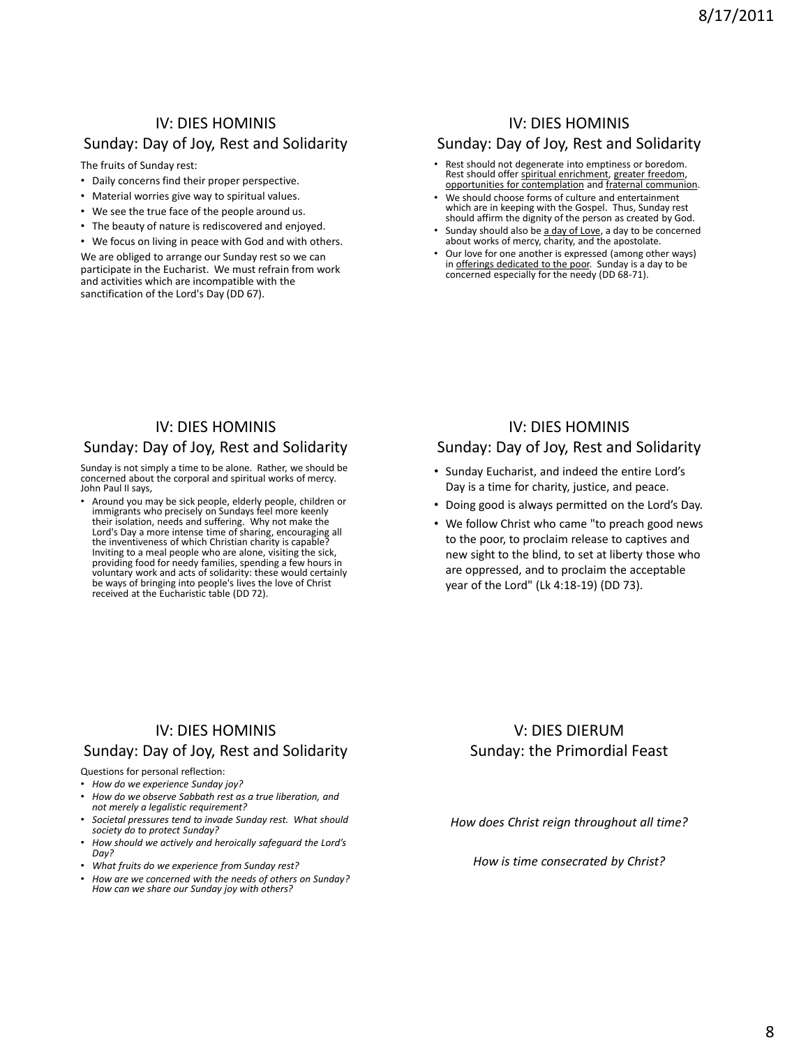## IV: DIES HOMINIS
### Sunday: Day of Joy, Rest and Solidarity

The fruits of Sunday rest:

- Daily concerns find their proper perspective.
- Material worries give way to spiritual values.
- We see the true face of the people around us.
- The beauty of nature is rediscovered and enjoyed.
- We focus on living in peace with God and with others.

We are obliged to arrange our Sunday rest so we can participate in the Eucharist. We must refrain from work and activities which are incompatible with the sanctification of the Lord's Day (DD 67).

## IV: DIES HOMINIS
### Sunday: Day of Joy, Rest and Solidarity

- Rest should not degenerate into emptiness or boredom. Rest should offer spiritual enrichment, greater freedom, opportunities for contemplation and fraternal communion.
- We should choose forms of culture and entertainment which are in keeping with the Gospel. Thus, Sunday rest should affirm the dignity of the person as created by God.
- Sunday should also be a day of Love, a day to be concerned about works of mercy, charity, and the apostolate.
- Our love for one another is expressed (among other ways) in offerings dedicated to the poor. Sunday is a day to be concerned especially for the needy (DD 68-71).

## IV: DIES HOMINIS
### Sunday: Day of Joy, Rest and Solidarity

Sunday is not simply a time to be alone. Rather, we should be concerned about the corporal and spiritual works of mercy. John Paul II says,

- Around you may be sick people, elderly people, children or immigrants who precisely on Sundays feel more keenly their isolation, needs and suffering. Why not make the Lord's Day a more intense time of sharing, encouraging all the inventiveness of which Christian charity is capable? Inviting to a meal people who are alone, visiting the sick, providing food for needy families, spending a few hours in voluntary work and acts of solidarity: these would certainly be ways of bringing into people's lives the love of Christ received at the Eucharistic table (DD 72).

## IV: DIES HOMINIS
### Sunday: Day of Joy, Rest and Solidarity

- Sunday Eucharist, and indeed the entire Lord's Day is a time for charity, justice, and peace.
- Doing good is always permitted on the Lord's Day.
- We follow Christ who came "to preach good news to the poor, to proclaim release to captives and new sight to the blind, to set at liberty those who are oppressed, and to proclaim the acceptable year of the Lord" (Lk 4:18-19) (DD 73).

## IV: DIES HOMINIS
### Sunday: Day of Joy, Rest and Solidarity

Questions for personal reflection:

- *How do we experience Sunday joy?*
- *How do we observe Sabbath rest as a true liberation, and not merely a legalistic requirement?*
- *Societal pressures tend to invade Sunday rest. What should society do to protect Sunday?*
- *How should we actively and heroically safeguard the Lord's Day?*
- *What fruits do we experience from Sunday rest?*
- *How are we concerned with the needs of others on Sunday? How can we share our Sunday joy with others?*

## V: DIES DIERUM
### Sunday: the Primordial Feast

*How does Christ reign throughout all time?*

*How is time consecrated by Christ?*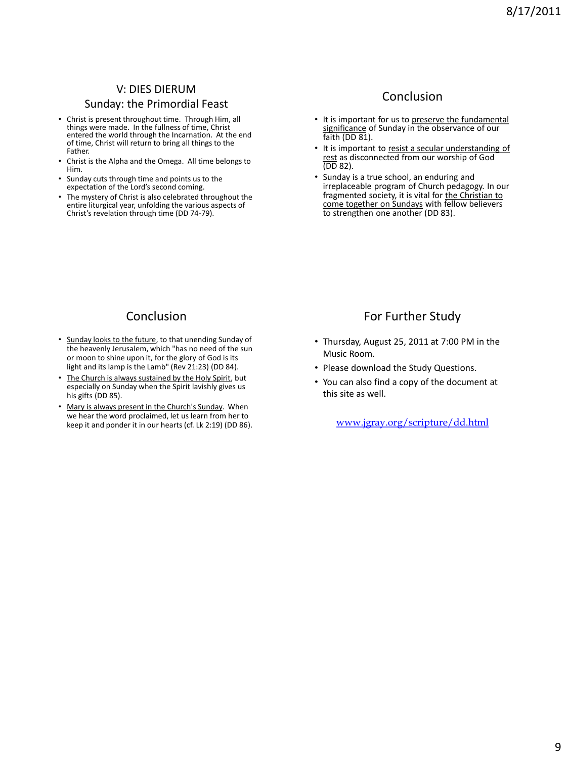## V: DIES DIERUM
### Sunday: the Primordial Feast

- Christ is present throughout time. Through Him, all things were made. In the fullness of time, Christ entered the world through the Incarnation. At the end of time, Christ will return to bring all things to the Father.
- Christ is the Alpha and the Omega. All time belongs to Him.
- Sunday cuts through time and points us to the expectation of the Lord's second coming.
- The mystery of Christ is also celebrated throughout the entire liturgical year, unfolding the various aspects of Christ's revelation through time (DD 74-79).

## Conclusion

- It is important for us to preserve the fundamental significance of Sunday in the observance of our faith (DD 81).
- It is important to resist a secular understanding of rest as disconnected from our worship of God (DD 82).
- Sunday is a true school, an enduring and irreplaceable program of Church pedagogy. In our fragmented society, it is vital for the Christian to come together on Sundays with fellow believers to strengthen one another (DD 83).

## Conclusion

- Sunday looks to the future, to that unending Sunday of the heavenly Jerusalem, which "has no need of the sun or moon to shine upon it, for the glory of God is its light and its lamp is the Lamb" (Rev 21:23) (DD 84).
- The Church is always sustained by the Holy Spirit, but especially on Sunday when the Spirit lavishly gives us his gifts (DD 85).
- Mary is always present in the Church's Sunday. When we hear the word proclaimed, let us learn from her to keep it and ponder it in our hearts (cf. Lk 2:19) (DD 86).

## For Further Study

- Thursday, August 25, 2011 at 7:00 PM in the Music Room.
- Please download the Study Questions.
- You can also find a copy of the document at this site as well.

www.jgray.org/scripture/dd.html